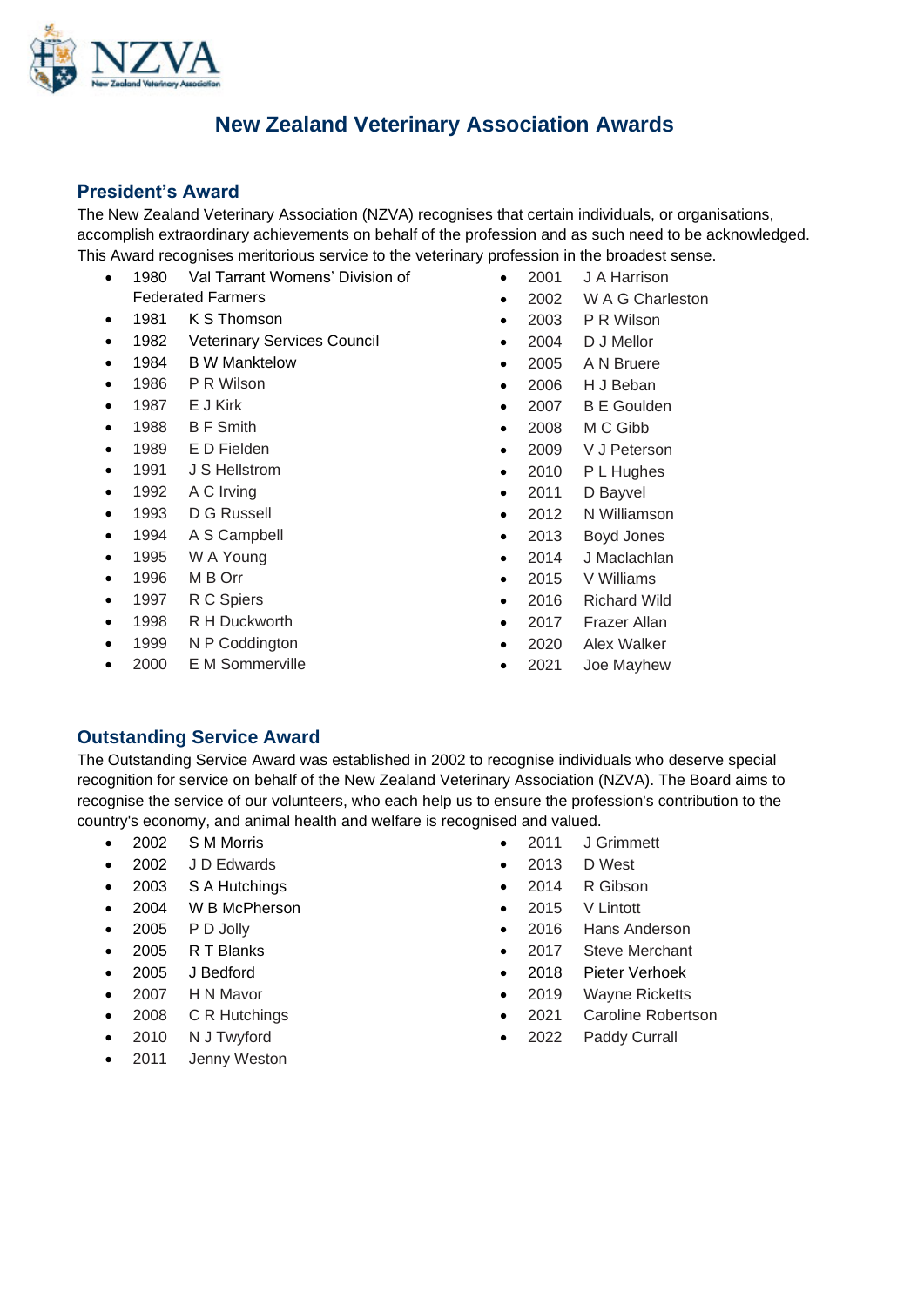# New Zealand Veterinary Association Awards

## President's Award

The New Zealand Veterinary Association (NZVA) recognises that certain individuals, or organisations, accomplish extraordinary achievements on behalf of the profession and as such need to be acknowledged. This Award recognises meritorious service to the veterinary profession in the broadest sense.

- 1980 Val Tarrant Womens' Division of Federated Farmers
- 1981 K S Thomson
- 1982 Veterinary Services Council
- 1984 B W Manktelow
- 1986 P R Wilson
- 1987 E J Kirk
- 1988 B F Smith
- 1989 E D Fielden
- 1991 J S Hellstrom
- 1992 A C Irving
- 1993 D G Russell
- 1994 A S Campbell
- 1995 W A Young
- 1996 M B Orr
- 1997 R C Spiers
- 1998 R H Duckworth
- 1999 N P Coddington
- 2000 E M Sommerville
- 2001 J A Harrison
- 2002 W A G Charleston
- 2003 P R Wilson
- 2004 D J Mellor
- 2005 A N Bruere
- 2006 H J Beban
- 2007 B E Goulden
- 2008 M C Gibb
- 2009 V J Peterson
- 2010 P L Hughes
- 2011 D Bayvel
- 2012 N Williamson
- 2013 Boyd Jones
- 2014 J Maclachlan
- 2015 V Williams
- 2016 Richard Wild
- 2017 Frazer Allan
- 2020 Alex Walker
- 2021 Joe Mayhew

## Outstanding Service Award

The Outstanding Service Award was established in 2002 to recognise individuals who deserve special recognition for service on behalf of the New Zealand Veterinary Association (NZVA). The Board aims to recognise the service of our volunteers, who each help us to ensure the profession's contribution to the country's economy, and animal health and welfare is recognised and valued.

- 2002 S M Morris
- 2002 J D Edwards
- 2003 S A Hutchings
- 2004 W B McPherson
- 2005 P D Jolly
- 2005 R T Blanks
- 2005 J Bedford
- 2007 H N Mavor
- 2008 C R Hutchings
- 2010 N J Twyford
- 2011 Jenny Weston
- 2011 J Grimmett
- 2013 D West
- 2014 R Gibson
- 2015 V Lintott
- 2016 Hans Anderson
- 2017 Steve Merchant
- 2018 Pieter Verhoek
- 2019 Wayne Ricketts
- 2021 Caroline Robertson
- 2022 Paddy Currall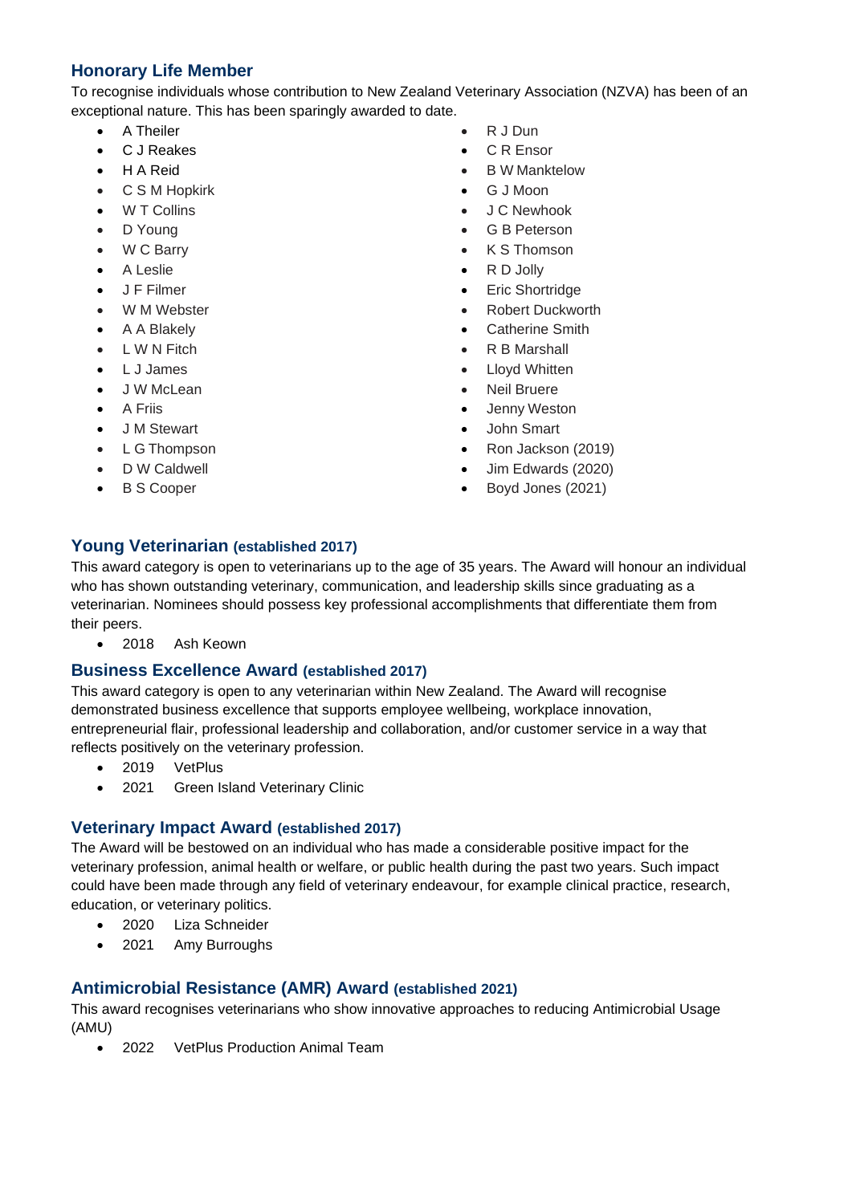## Honorary Life Member

To recognise individuals whose contribution to New Zealand Veterinary Association (NZVA) has been of an exceptional nature. This has been sparingly awarded to date.

- A Theiler
- C J Reakes
- H A Reid
- C S M Hopkirk
- W T Collins
- D Young
- W C Barry
- A Leslie
- J F Filmer
- W M Webster
- A A Blakely
- L W N Fitch
- L J James
- J W McLean
- A Friis
- J M Stewart
- L G Thompson
- D W Caldwell
- B S Cooper
- R J Dun
- C R Ensor
- B W Manktelow
- G J Moon
- J C Newhook
- G B Peterson
- K S Thomson
- R D Jolly
- Eric Shortridge
- Robert Duckworth
- Catherine Smith
- R B Marshall
- Lloyd Whitten
- Neil Bruere
- Jenny Weston
- John Smart
- Ron Jackson (2019)
- Jim Edwards (2020)
- Boyd Jones (2021)

## Young Veterinarian (established 2017)

This award category is open to veterinarians up to the age of 35 years. The Award will honour an individual who has shown outstanding veterinary, communication, and leadership skills since graduating as a veterinarian. Nominees should possess key professional accomplishments that differentiate them from their peers.

- 2018 Ash Keown

## Business Excellence Award (established 2017)

This award category is open to any veterinarian within New Zealand. The Award will recognise demonstrated business excellence that supports employee wellbeing, workplace innovation, entrepreneurial flair, professional leadership and collaboration, and/or customer service in a way that reflects positively on the veterinary profession.

- 2019 VetPlus
- 2021 Green Island Veterinary Clinic

## Veterinary Impact Award (established 2017)

The Award will be bestowed on an individual who has made a considerable positive impact for the veterinary profession, animal health or welfare, or public health during the past two years. Such impact could have been made through any field of veterinary endeavour, for example clinical practice, research, education, or veterinary politics.

- 2020 Liza Schneider
- 2021 Amy Burroughs

## Antimicrobial Resistance (AMR) Award (established 2021)

This award recognises veterinarians who show innovative approaches to reducing Antimicrobial Usage (AMU)

- 2022 VetPlus Production Animal Team